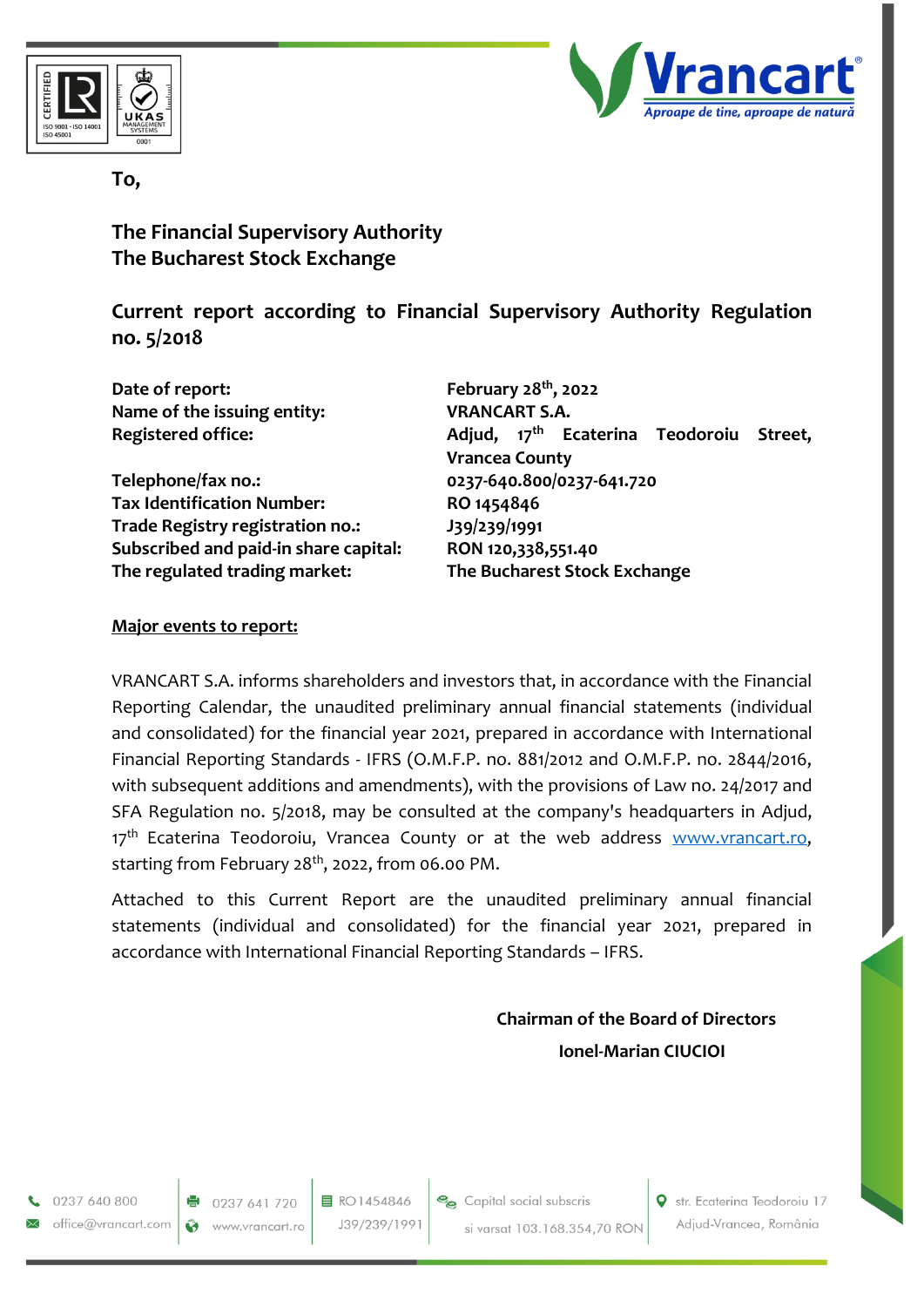To,

**The Financial Supervisory Authority**
**The Bucharest Stock Exchange**

## Current report according to Financial Supervisory Authority Regulation no. 5/2018

| | |
|---|---|
| **Date of report:** | **February 28th, 2022** |
| **Name of the issuing entity:** | **VRANCART S.A.** |
| **Registered office:** | **Adjud, 17th Ecaterina Teodoroiu Street, Vrancea County** |
| **Telephone/fax no.:** | **0237-640.800/0237-641.720** |
| **Tax Identification Number:** | **RO 1454846** |
| **Trade Registry registration no.:** | **J39/239/1991** |
| **Subscribed and paid-in share capital:** | **RON 120,338,551.40** |
| **The regulated trading market:** | **The Bucharest Stock Exchange** |

**Major events to report:**

VRANCART S.A. informs shareholders and investors that, in accordance with the Financial Reporting Calendar, the unaudited preliminary annual financial statements (individual and consolidated) for the financial year 2021, prepared in accordance with International Financial Reporting Standards - IFRS (O.M.F.P. no. 881/2012 and O.M.F.P. no. 2844/2016, with subsequent additions and amendments), with the provisions of Law no. 24/2017 and SFA Regulation no. 5/2018, may be consulted at the company's headquarters in Adjud, 17th Ecaterina Teodoroiu, Vrancea County or at the web address www.vrancart.ro, starting from February 28th, 2022, from 06.00 PM.

Attached to this Current Report are the unaudited preliminary annual financial statements (individual and consolidated) for the financial year 2021, prepared in accordance with International Financial Reporting Standards – IFRS.

**Chairman of the Board of Directors**

**Ionel-Marian CIUCIOI**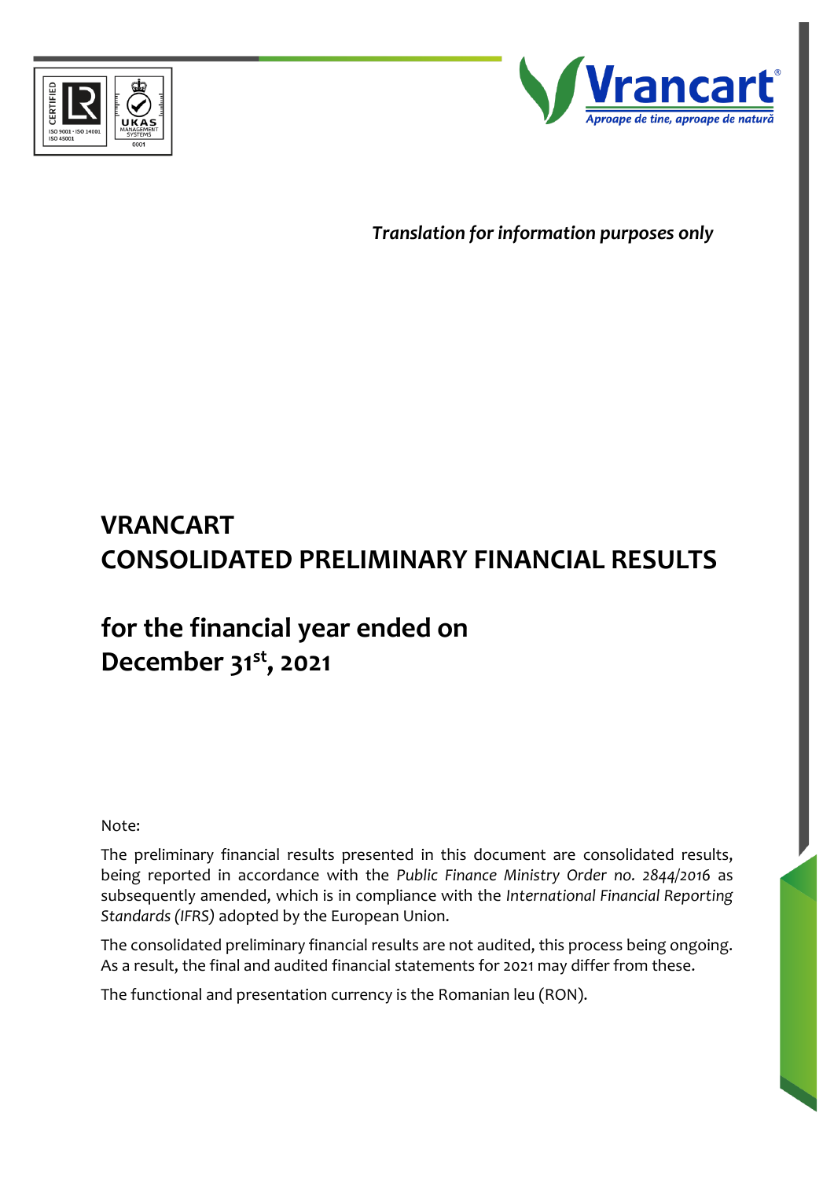*Translation for information purposes only*

# VRANCART
# CONSOLIDATED PRELIMINARY FINANCIAL RESULTS

## for the financial year ended on December 31st, 2021

Note:

The preliminary financial results presented in this document are consolidated results, being reported in accordance with the *Public Finance Ministry Order no. 2844/2016* as subsequently amended, which is in compliance with the *International Financial Reporting Standards (IFRS)* adopted by the European Union.

The consolidated preliminary financial results are not audited, this process being ongoing. As a result, the final and audited financial statements for 2021 may differ from these.

The functional and presentation currency is the Romanian leu (RON).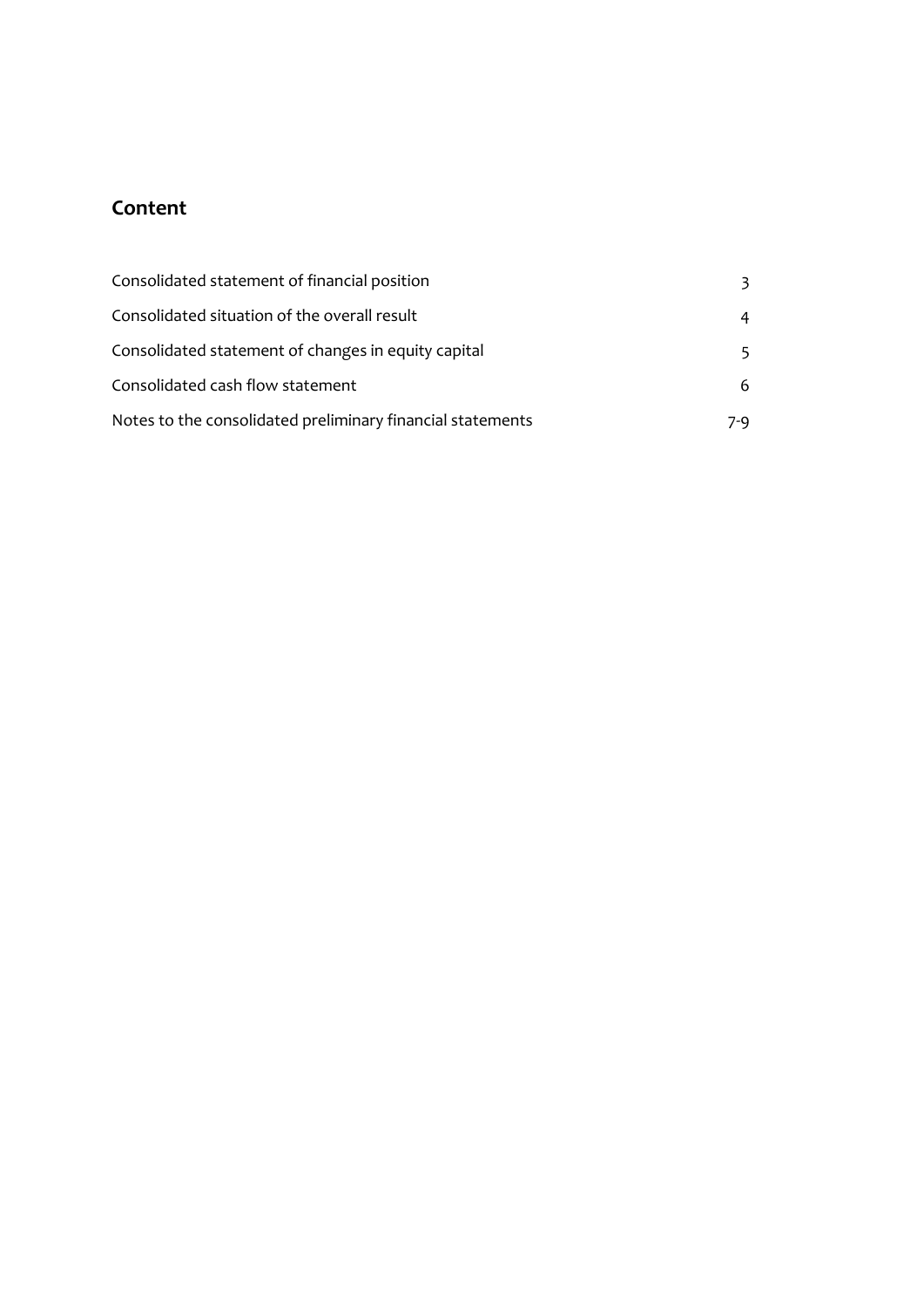## Content

| | |
|---|---|
| Consolidated statement of financial position | 3 |
| Consolidated situation of the overall result | 4 |
| Consolidated statement of changes in equity capital | 5 |
| Consolidated cash flow statement | 6 |
| Notes to the consolidated preliminary financial statements | 7-9 |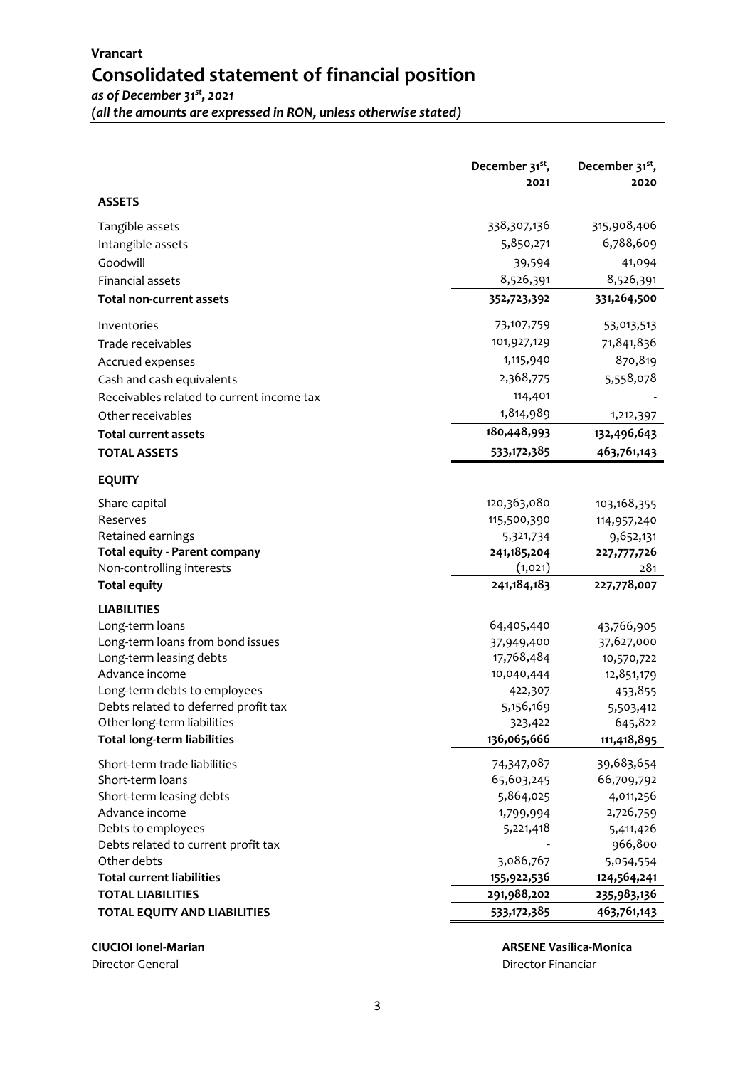# Vrancart

# Consolidated statement of financial position

*as of December 31st, 2021*

*(all the amounts are expressed in RON, unless otherwise stated)*

| | December 31st, 2021 | December 31st, 2020 |
|---|---|---|
| **ASSETS** | | |
| Tangible assets | 338,307,136 | 315,908,406 |
| Intangible assets | 5,850,271 | 6,788,609 |
| Goodwill | 39,594 | 41,094 |
| Financial assets | 8,526,391 | 8,526,391 |
| **Total non-current assets** | **352,723,392** | **331,264,500** |
| Inventories | 73,107,759 | 53,013,513 |
| Trade receivables | 101,927,129 | 71,841,836 |
| Accrued expenses | 1,115,940 | 870,819 |
| Cash and cash equivalents | 2,368,775 | 5,558,078 |
| Receivables related to current income tax | 114,401 | - |
| Other receivables | 1,814,989 | 1,212,397 |
| **Total current assets** | **180,448,993** | **132,496,643** |
| **TOTAL ASSETS** | **533,172,385** | **463,761,143** |
| **EQUITY** | | |
| Share capital | 120,363,080 | 103,168,355 |
| Reserves | 115,500,390 | 114,957,240 |
| Retained earnings | 5,321,734 | 9,652,131 |
| **Total equity - Parent company** | **241,185,204** | **227,777,726** |
| Non-controlling interests | (1,021) | 281 |
| **Total equity** | **241,184,183** | **227,778,007** |
| **LIABILITIES** | | |
| Long-term loans | 64,405,440 | 43,766,905 |
| Long-term loans from bond issues | 37,949,400 | 37,627,000 |
| Long-term leasing debts | 17,768,484 | 10,570,722 |
| Advance income | 10,040,444 | 12,851,179 |
| Long-term debts to employees | 422,307 | 453,855 |
| Debts related to deferred profit tax | 5,156,169 | 5,503,412 |
| Other long-term liabilities | 323,422 | 645,822 |
| **Total long-term liabilities** | **136,065,666** | **111,418,895** |
| Short-term trade liabilities | 74,347,087 | 39,683,654 |
| Short-term loans | 65,603,245 | 66,709,792 |
| Short-term leasing debts | 5,864,025 | 4,011,256 |
| Advance income | 1,799,994 | 2,726,759 |
| Debts to employees | 5,221,418 | 5,411,426 |
| Debts related to current profit tax | - | 966,800 |
| Other debts | 3,086,767 | 5,054,554 |
| **Total current liabilities** | **155,922,536** | **124,564,241** |
| **TOTAL LIABILITIES** | **291,988,202** | **235,983,136** |
| **TOTAL EQUITY AND LIABILITIES** | **533,172,385** | **463,761,143** |

**CIUCIOI Ionel-Marian**
Director General

**ARSENE Vasilica-Monica**
Director Financiar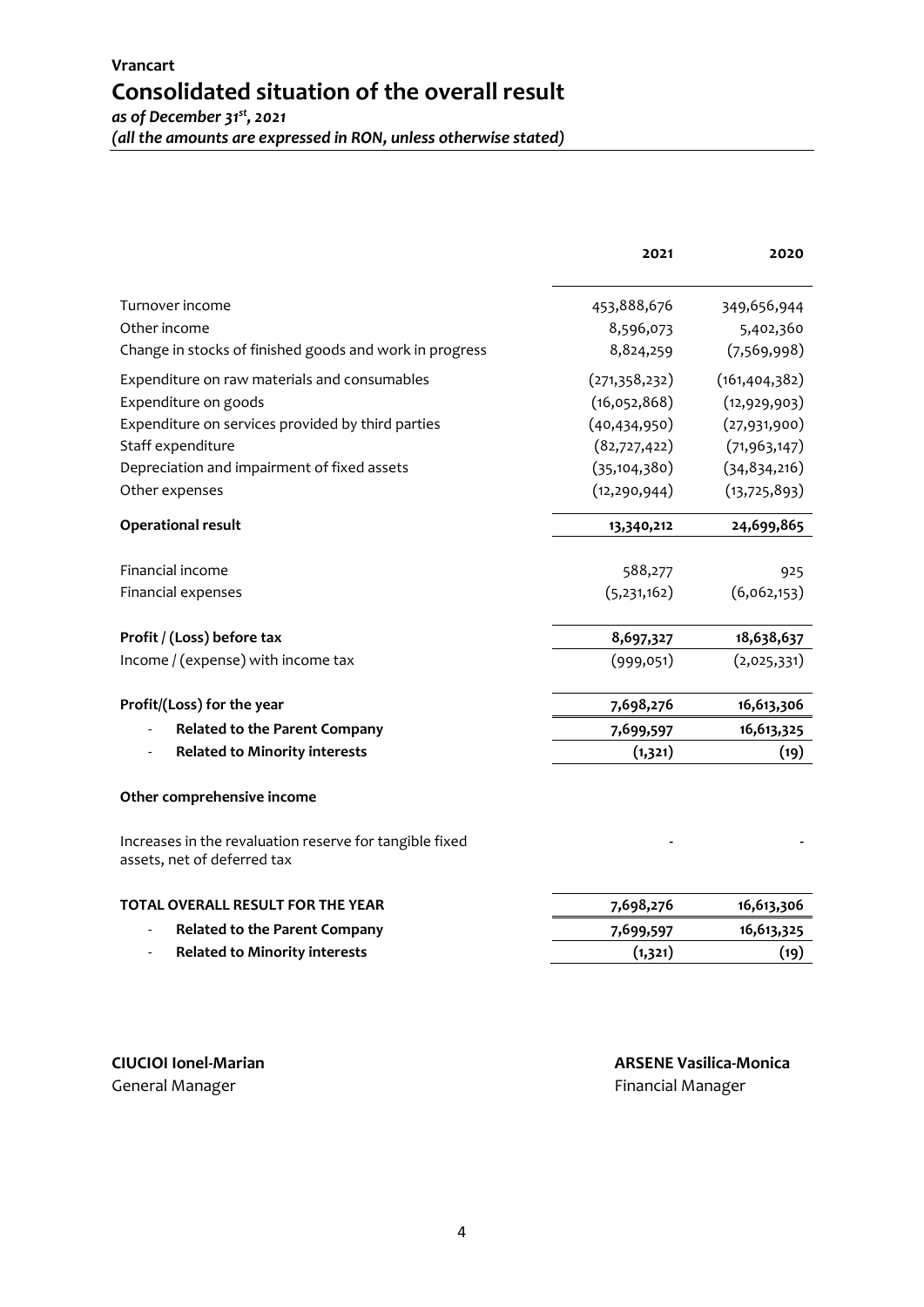**Vrancart**

# Consolidated situation of the overall result

*as of December 31st, 2021*
*(all the amounts are expressed in RON, unless otherwise stated)*

| | 2021 | 2020 |
|---|---|---|
| Turnover income | 453,888,676 | 349,656,944 |
| Other income | 8,596,073 | 5,402,360 |
| Change in stocks of finished goods and work in progress | 8,824,259 | (7,569,998) |
| Expenditure on raw materials and consumables | (271,358,232) | (161,404,382) |
| Expenditure on goods | (16,052,868) | (12,929,903) |
| Expenditure on services provided by third parties | (40,434,950) | (27,931,900) |
| Staff expenditure | (82,727,422) | (71,963,147) |
| Depreciation and impairment of fixed assets | (35,104,380) | (34,834,216) |
| Other expenses | (12,290,944) | (13,725,893) |
| **Operational result** | **13,340,212** | **24,699,865** |
| Financial income | 588,277 | 925 |
| Financial expenses | (5,231,162) | (6,062,153) |
| **Profit / (Loss) before tax** | **8,697,327** | **18,638,637** |
| Income / (expense) with income tax | (999,051) | (2,025,331) |
| **Profit/(Loss) for the year** | **7,698,276** | **16,613,306** |
| - **Related to the Parent Company** | **7,699,597** | **16,613,325** |
| - **Related to Minority interests** | **(1,321)** | **(19)** |
| **Other comprehensive income** | | |
| Increases in the revaluation reserve for tangible fixed assets, net of deferred tax | - | - |
| **TOTAL OVERALL RESULT FOR THE YEAR** | **7,698,276** | **16,613,306** |
| - **Related to the Parent Company** | **7,699,597** | **16,613,325** |
| - **Related to Minority interests** | **(1,321)** | **(19)** |

**CIUCIOI Ionel-Marian**
General Manager

**ARSENE Vasilica-Monica**
Financial Manager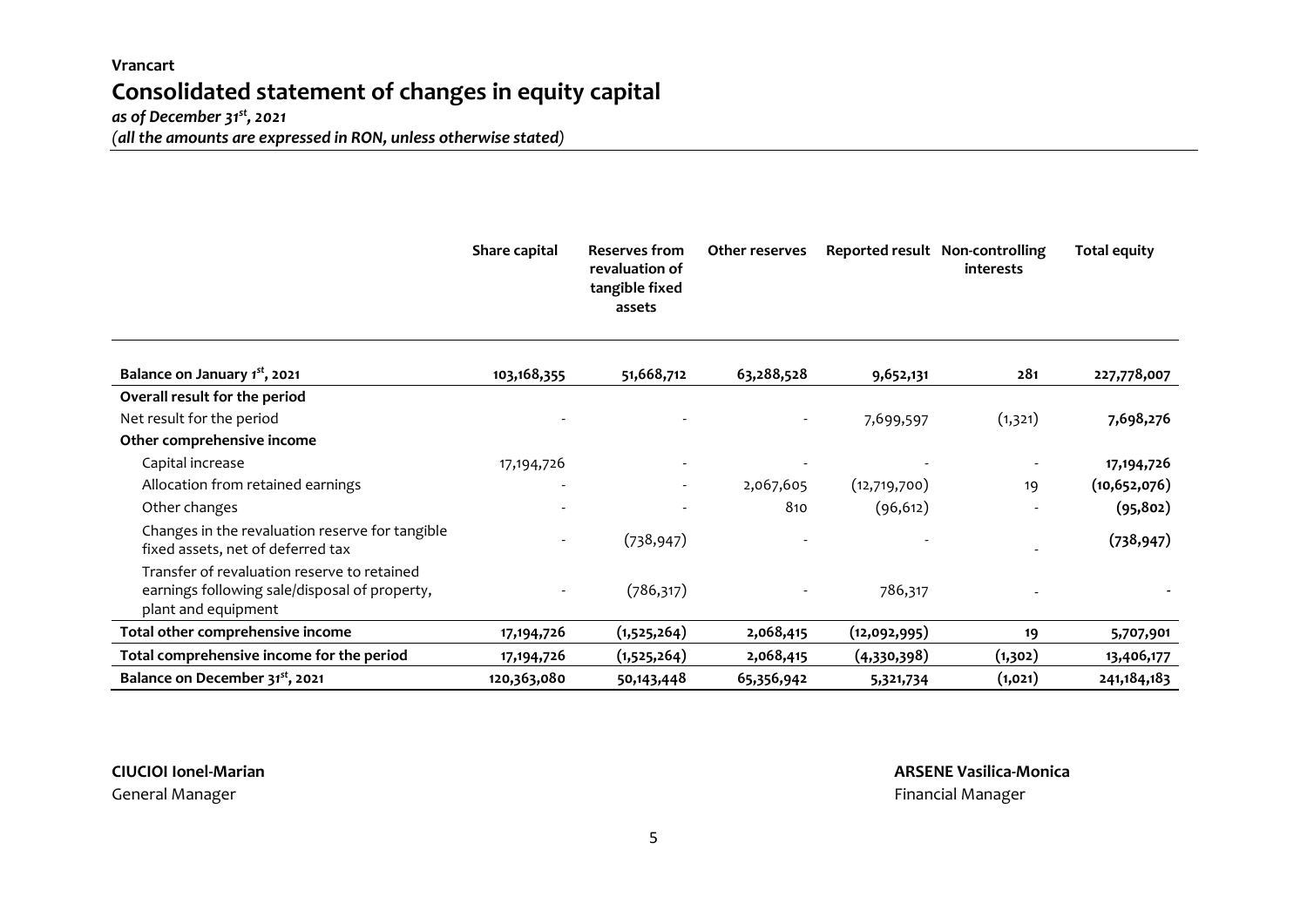**Vrancart**

# Consolidated statement of changes in equity capital

***as of December 31st, 2021***

***(all the amounts are expressed in RON, unless otherwise stated)***

| | Share capital | Reserves from revaluation of tangible fixed assets | Other reserves | Reported result | Non-controlling interests | Total equity |
|---|---|---|---|---|---|---|
| **Balance on January 1st, 2021** | **103,168,355** | **51,668,712** | **63,288,528** | **9,652,131** | **281** | **227,778,007** |
| **Overall result for the period** | | | | | | |
| Net result for the period | - | - | - | 7,699,597 | (1,321) | **7,698,276** |
| **Other comprehensive income** | | | | | | |
| Capital increase | 17,194,726 | - | - | - | - | **17,194,726** |
| Allocation from retained earnings | - | - | 2,067,605 | (12,719,700) | 19 | **(10,652,076)** |
| Other changes | - | - | 810 | (96,612) | - | **(95,802)** |
| Changes in the revaluation reserve for tangible fixed assets, net of deferred tax | - | (738,947) | - | - | - | **(738,947)** |
| Transfer of revaluation reserve to retained earnings following sale/disposal of property, plant and equipment | - | (786,317) | - | 786,317 | - | - |
| **Total other comprehensive income** | **17,194,726** | **(1,525,264)** | **2,068,415** | **(12,092,995)** | **19** | **5,707,901** |
| **Total comprehensive income for the period** | **17,194,726** | **(1,525,264)** | **2,068,415** | **(4,330,398)** | **(1,302)** | **13,406,177** |
| **Balance on December 31st, 2021** | **120,363,080** | **50,143,448** | **65,356,942** | **5,321,734** | **(1,021)** | **241,184,183** |

**CIUCIOI Ionel-Marian**
General Manager

**ARSENE Vasilica-Monica**
Financial Manager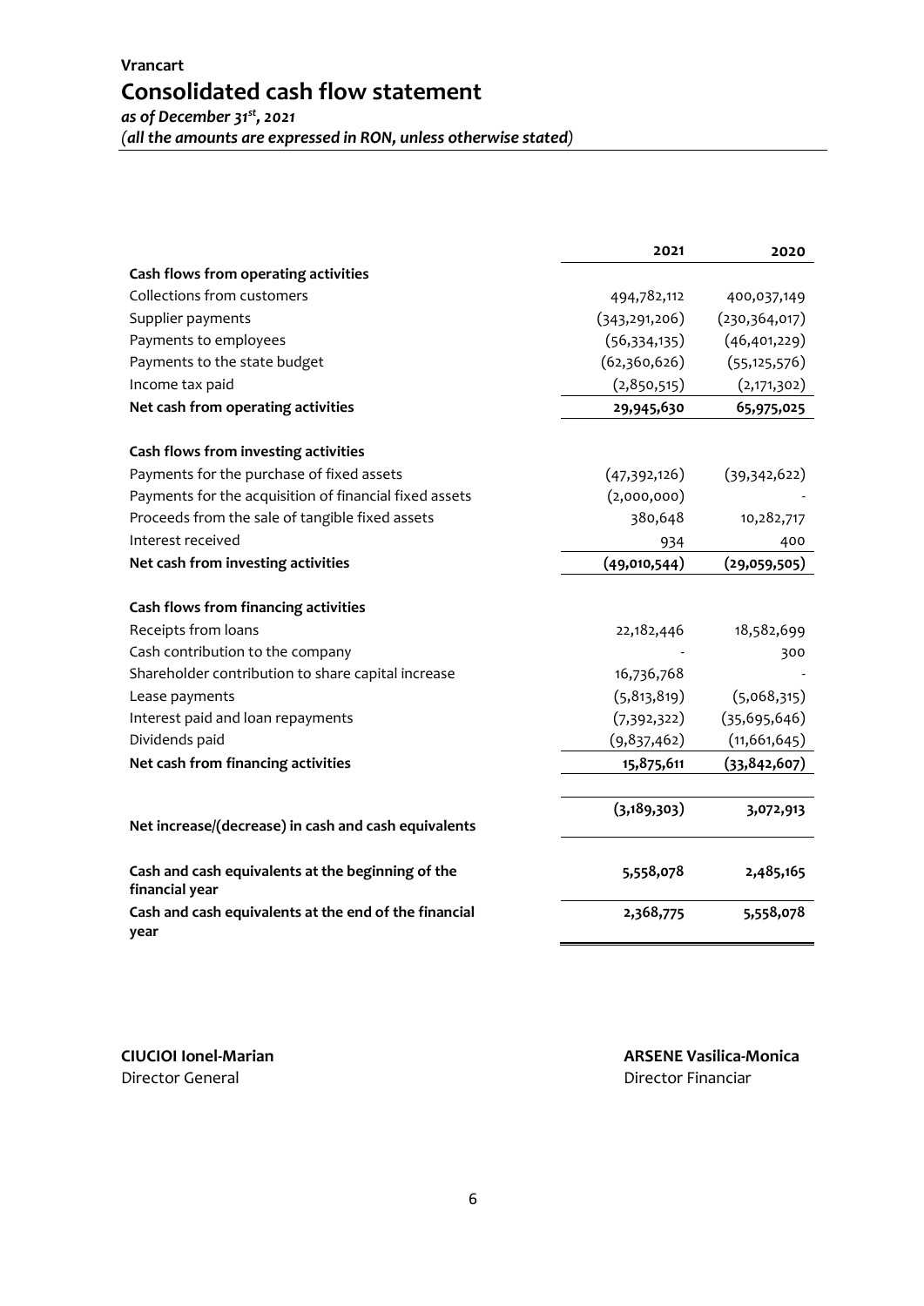# Vrancart

## Consolidated cash flow statement

*as of December 31st, 2021*

*(all the amounts are expressed in RON, unless otherwise stated)*

| | 2021 | 2020 |
|---|---|---|
| **Cash flows from operating activities** | | |
| Collections from customers | 494,782,112 | 400,037,149 |
| Supplier payments | (343,291,206) | (230,364,017) |
| Payments to employees | (56,334,135) | (46,401,229) |
| Payments to the state budget | (62,360,626) | (55,125,576) |
| Income tax paid | (2,850,515) | (2,171,302) |
| **Net cash from operating activities** | **29,945,630** | **65,975,025** |
| **Cash flows from investing activities** | | |
| Payments for the purchase of fixed assets | (47,392,126) | (39,342,622) |
| Payments for the acquisition of financial fixed assets | (2,000,000) | - |
| Proceeds from the sale of tangible fixed assets | 380,648 | 10,282,717 |
| Interest received | 934 | 400 |
| **Net cash from investing activities** | **(49,010,544)** | **(29,059,505)** |
| **Cash flows from financing activities** | | |
| Receipts from loans | 22,182,446 | 18,582,699 |
| Cash contribution to the company | - | 300 |
| Shareholder contribution to share capital increase | 16,736,768 | - |
| Lease payments | (5,813,819) | (5,068,315) |
| Interest paid and loan repayments | (7,392,322) | (35,695,646) |
| Dividends paid | (9,837,462) | (11,661,645) |
| **Net cash from financing activities** | **15,875,611** | **(33,842,607)** |
| **Net increase/(decrease) in cash and cash equivalents** | **(3,189,303)** | **3,072,913** |
| **Cash and cash equivalents at the beginning of the financial year** | **5,558,078** | **2,485,165** |
| **Cash and cash equivalents at the end of the financial year** | **2,368,775** | **5,558,078** |

**CIUCIOI Ionel-Marian**
Director General

**ARSENE Vasilica-Monica**
Director Financiar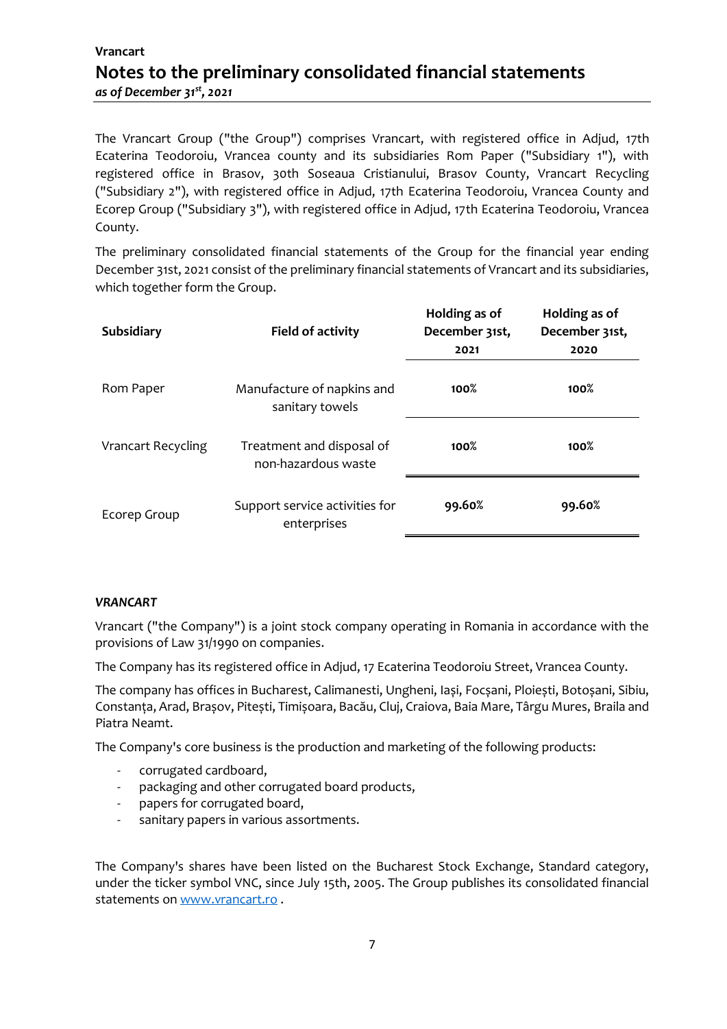Vrancart

# Notes to the preliminary consolidated financial statements

*as of December 31st, 2021*

The Vrancart Group ("the Group") comprises Vrancart, with registered office in Adjud, 17th Ecaterina Teodoroiu, Vrancea county and its subsidiaries Rom Paper ("Subsidiary 1"), with registered office in Brasov, 30th Soseaua Cristianului, Brasov County, Vrancart Recycling ("Subsidiary 2"), with registered office in Adjud, 17th Ecaterina Teodoroiu, Vrancea County and Ecorep Group ("Subsidiary 3"), with registered office in Adjud, 17th Ecaterina Teodoroiu, Vrancea County.

The preliminary consolidated financial statements of the Group for the financial year ending December 31st, 2021 consist of the preliminary financial statements of Vrancart and its subsidiaries, which together form the Group.

| Subsidiary | Field of activity | Holding as of December 31st, 2021 | Holding as of December 31st, 2020 |
|---|---|---|---|
| Rom Paper | Manufacture of napkins and sanitary towels | 100% | 100% |
| Vrancart Recycling | Treatment and disposal of non-hazardous waste | 100% | 100% |
| Ecorep Group | Support service activities for enterprises | 99.60% | 99.60% |

***VRANCART***

Vrancart ("the Company") is a joint stock company operating in Romania in accordance with the provisions of Law 31/1990 on companies.

The Company has its registered office in Adjud, 17 Ecaterina Teodoroiu Street, Vrancea County.

The company has offices in Bucharest, Calimanesti, Ungheni, Iași, Focșani, Ploiești, Botoșani, Sibiu, Constanța, Arad, Brașov, Pitești, Timișoara, Bacău, Cluj, Craiova, Baia Mare, Târgu Mures, Braila and Piatra Neamt.

The Company's core business is the production and marketing of the following products:

- corrugated cardboard,
- packaging and other corrugated board products,
- papers for corrugated board,
- sanitary papers in various assortments.

The Company's shares have been listed on the Bucharest Stock Exchange, Standard category, under the ticker symbol VNC, since July 15th, 2005. The Group publishes its consolidated financial statements on [www.vrancart.ro](http://www.vrancart.ro) .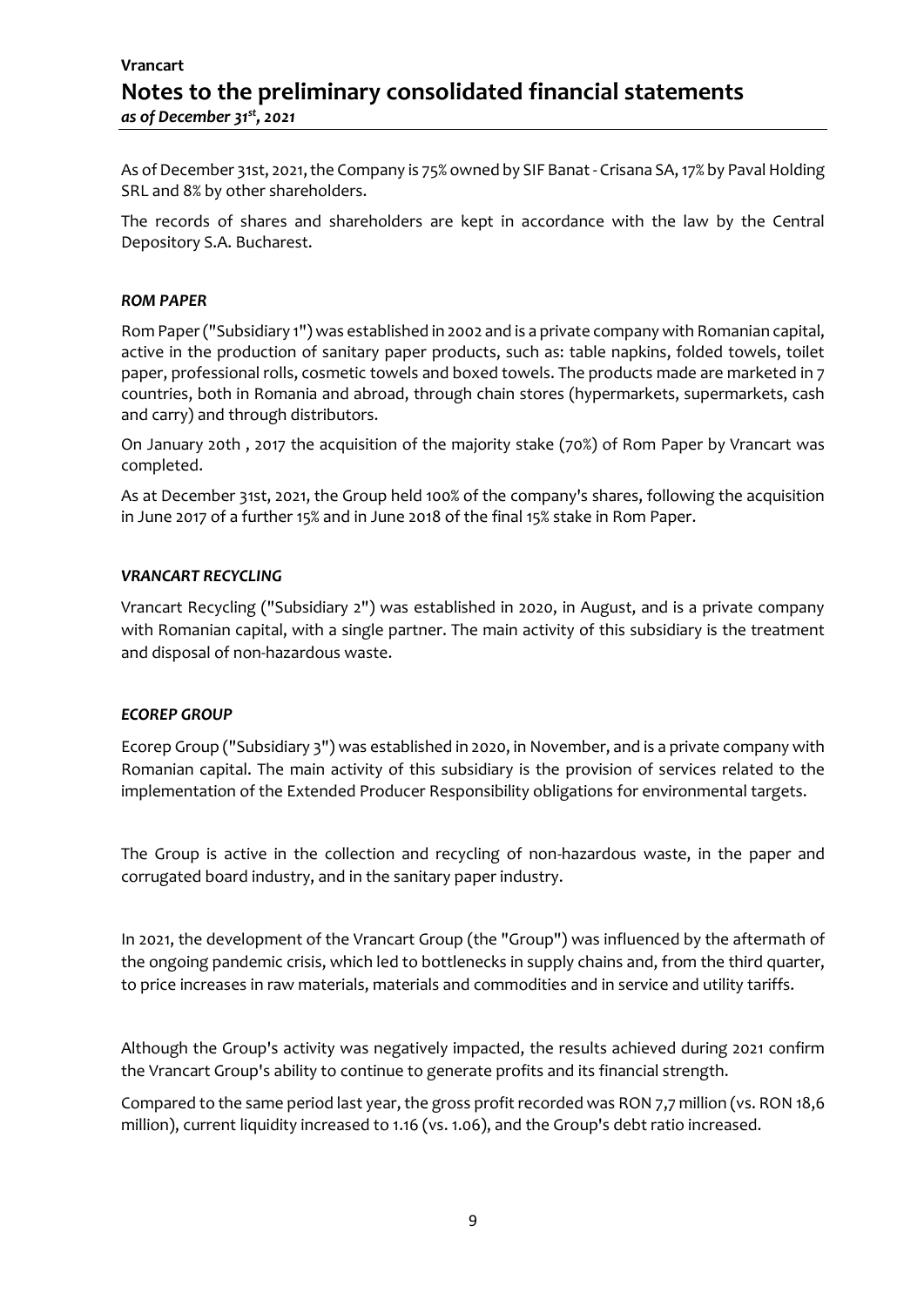As of December 31st, 2021, the Company is 75% owned by SIF Banat - Crisana SA, 17% by Paval Holding SRL and 8% by other shareholders.

The records of shares and shareholders are kept in accordance with the law by the Central Depository S.A. Bucharest.

***ROM PAPER***

Rom Paper ("Subsidiary 1") was established in 2002 and is a private company with Romanian capital, active in the production of sanitary paper products, such as: table napkins, folded towels, toilet paper, professional rolls, cosmetic towels and boxed towels. The products made are marketed in 7 countries, both in Romania and abroad, through chain stores (hypermarkets, supermarkets, cash and carry) and through distributors.

On January 20th , 2017 the acquisition of the majority stake (70%) of Rom Paper by Vrancart was completed.

As at December 31st, 2021, the Group held 100% of the company's shares, following the acquisition in June 2017 of a further 15% and in June 2018 of the final 15% stake in Rom Paper.

***VRANCART RECYCLING***

Vrancart Recycling ("Subsidiary 2") was established in 2020, in August, and is a private company with Romanian capital, with a single partner. The main activity of this subsidiary is the treatment and disposal of non-hazardous waste.

***ECOREP GROUP***

Ecorep Group ("Subsidiary 3") was established in 2020, in November, and is a private company with Romanian capital. The main activity of this subsidiary is the provision of services related to the implementation of the Extended Producer Responsibility obligations for environmental targets.

The Group is active in the collection and recycling of non-hazardous waste, in the paper and corrugated board industry, and in the sanitary paper industry.

In 2021, the development of the Vrancart Group (the "Group") was influenced by the aftermath of the ongoing pandemic crisis, which led to bottlenecks in supply chains and, from the third quarter, to price increases in raw materials, materials and commodities and in service and utility tariffs.

Although the Group's activity was negatively impacted, the results achieved during 2021 confirm the Vrancart Group's ability to continue to generate profits and its financial strength.

Compared to the same period last year, the gross profit recorded was RON 7,7 million (vs. RON 18,6 million), current liquidity increased to 1.16 (vs. 1.06), and the Group's debt ratio increased.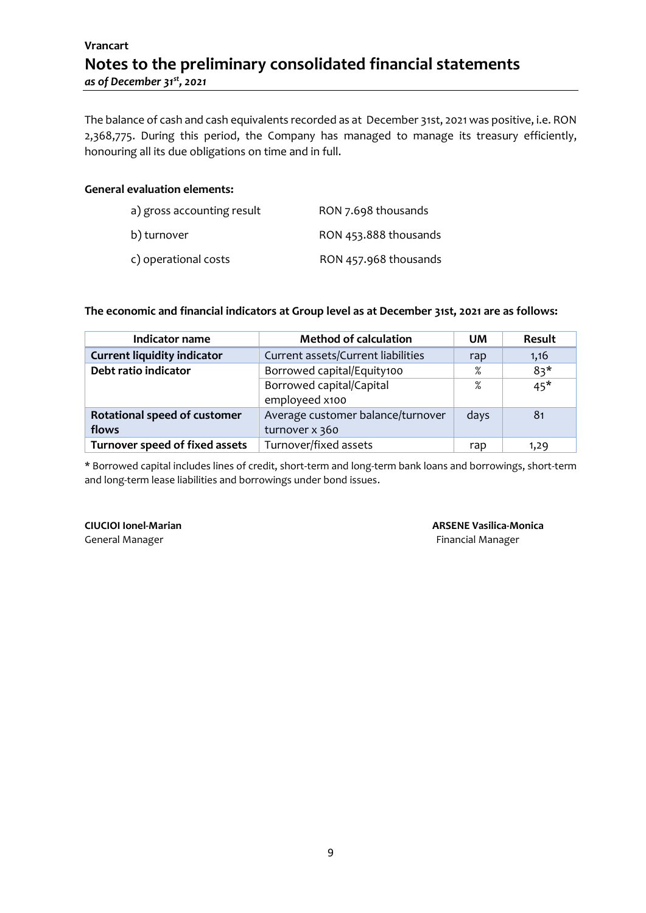The balance of cash and cash equivalents recorded as at December 31st, 2021 was positive, i.e. RON 2,368,775. During this period, the Company has managed to manage its treasury efficiently, honouring all its due obligations on time and in full.

**General evaluation elements:**

a) gross accounting result — RON 7.698 thousands

b) turnover — RON 453.888 thousands

c) operational costs — RON 457.968 thousands

**The economic and financial indicators at Group level as at December 31st, 2021 are as follows:**

| Indicator name | Method of calculation | UM | Result |
|---|---|---|---|
| **Current liquidity indicator** | Current assets/Current liabilities | rap | 1,16 |
| **Debt ratio indicator** | Borrowed capital/Equity100 | % | 83* |
| | Borrowed capital/Capital employeed x100 | % | 45* |
| **Rotational speed of customer flows** | Average customer balance/turnover x 360 | days | 81 |
| **Turnover speed of fixed assets** | Turnover/fixed assets | rap | 1,29 |

* Borrowed capital includes lines of credit, short-term and long-term bank loans and borrowings, short-term and long-term lease liabilities and borrowings under bond issues.

**CIUCIOI Ionel-Marian**
General Manager

**ARSENE Vasilica-Monica**
Financial Manager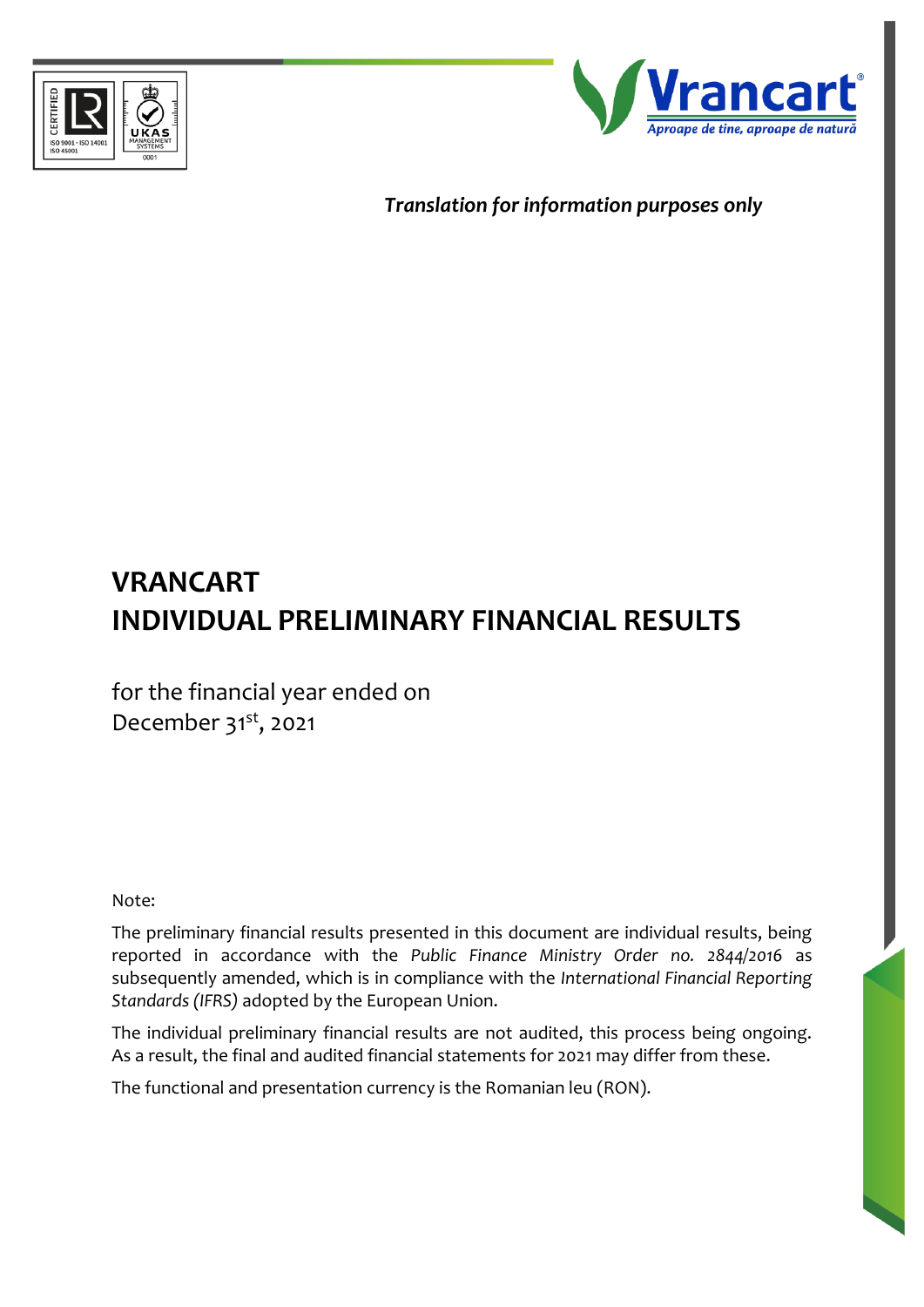*Translation for information purposes only*

# VRANCART
# INDIVIDUAL PRELIMINARY FINANCIAL RESULTS

for the financial year ended on
December 31st, 2021

Note:

The preliminary financial results presented in this document are individual results, being reported in accordance with the *Public Finance Ministry Order no. 2844/2016* as subsequently amended, which is in compliance with the *International Financial Reporting Standards (IFRS)* adopted by the European Union.

The individual preliminary financial results are not audited, this process being ongoing. As a result, the final and audited financial statements for 2021 may differ from these.

The functional and presentation currency is the Romanian leu (RON).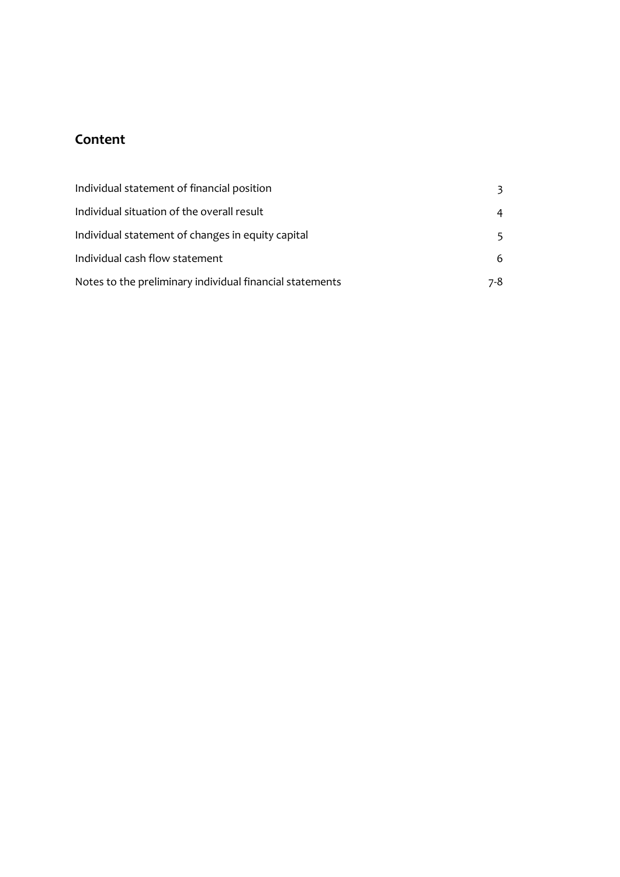## Content

| | |
|---|---|
| Individual statement of financial position | 3 |
| Individual situation of the overall result | 4 |
| Individual statement of changes in equity capital | 5 |
| Individual cash flow statement | 6 |
| Notes to the preliminary individual financial statements | 7-8 |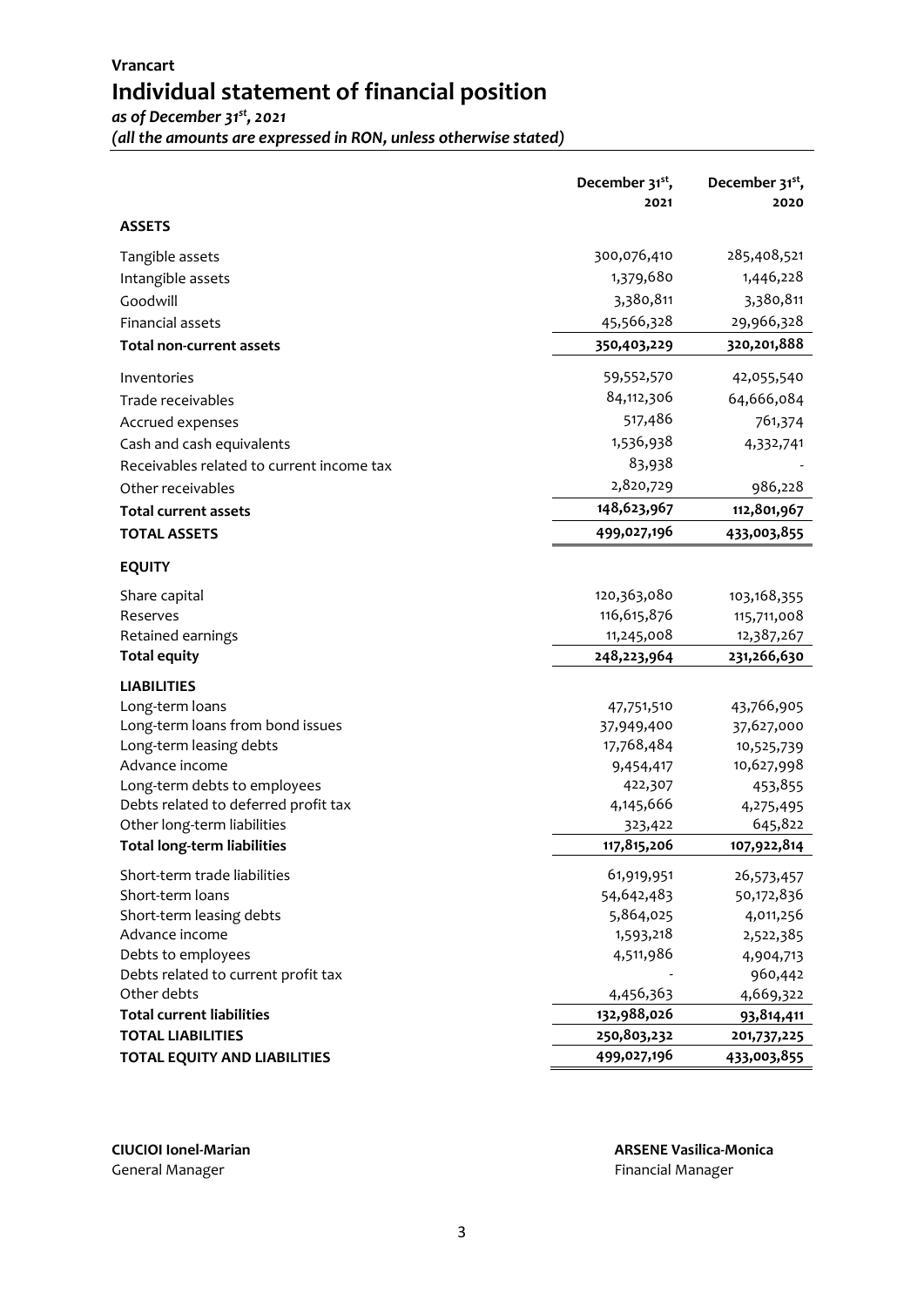# Vrancart

## Individual statement of financial position

*as of December 31st, 2021*
*(all the amounts are expressed in RON, unless otherwise stated)*

| | December 31st, 2021 | December 31st, 2020 |
|---|---|---|
| **ASSETS** | | |
| Tangible assets | 300,076,410 | 285,408,521 |
| Intangible assets | 1,379,680 | 1,446,228 |
| Goodwill | 3,380,811 | 3,380,811 |
| Financial assets | 45,566,328 | 29,966,328 |
| **Total non-current assets** | **350,403,229** | **320,201,888** |
| Inventories | 59,552,570 | 42,055,540 |
| Trade receivables | 84,112,306 | 64,666,084 |
| Accrued expenses | 517,486 | 761,374 |
| Cash and cash equivalents | 1,536,938 | 4,332,741 |
| Receivables related to current income tax | 83,938 | - |
| Other receivables | 2,820,729 | 986,228 |
| **Total current assets** | **148,623,967** | **112,801,967** |
| **TOTAL ASSETS** | **499,027,196** | **433,003,855** |
| **EQUITY** | | |
| Share capital | 120,363,080 | 103,168,355 |
| Reserves | 116,615,876 | 115,711,008 |
| Retained earnings | 11,245,008 | 12,387,267 |
| **Total equity** | **248,223,964** | **231,266,630** |
| **LIABILITIES** | | |
| Long-term loans | 47,751,510 | 43,766,905 |
| Long-term loans from bond issues | 37,949,400 | 37,627,000 |
| Long-term leasing debts | 17,768,484 | 10,525,739 |
| Advance income | 9,454,417 | 10,627,998 |
| Long-term debts to employees | 422,307 | 453,855 |
| Debts related to deferred profit tax | 4,145,666 | 4,275,495 |
| Other long-term liabilities | 323,422 | 645,822 |
| **Total long-term liabilities** | **117,815,206** | **107,922,814** |
| Short-term trade liabilities | 61,919,951 | 26,573,457 |
| Short-term loans | 54,642,483 | 50,172,836 |
| Short-term leasing debts | 5,864,025 | 4,011,256 |
| Advance income | 1,593,218 | 2,522,385 |
| Debts to employees | 4,511,986 | 4,904,713 |
| Debts related to current profit tax | - | 960,442 |
| Other debts | 4,456,363 | 4,669,322 |
| **Total current liabilities** | **132,988,026** | **93,814,411** |
| **TOTAL LIABILITIES** | **250,803,232** | **201,737,225** |
| **TOTAL EQUITY AND LIABILITIES** | **499,027,196** | **433,003,855** |

**CIUCIOI Ionel-Marian**
General Manager

**ARSENE Vasilica-Monica**
Financial Manager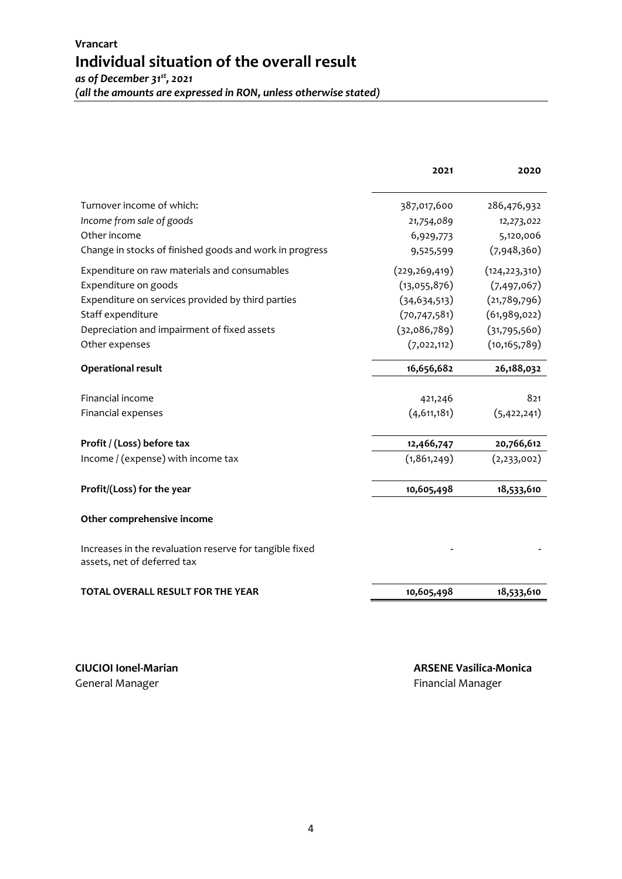**Vrancart**

# Individual situation of the overall result

*as of December 31st, 2021*
*(all the amounts are expressed in RON, unless otherwise stated)*

| | 2021 | 2020 |
|---|---|---|
| Turnover income of which: | 387,017,600 | 286,476,932 |
| *Income from sale of goods* | *21,754,089* | *12,273,022* |
| Other income | 6,929,773 | 5,120,006 |
| Change in stocks of finished goods and work in progress | 9,525,599 | (7,948,360) |
| Expenditure on raw materials and consumables | (229,269,419) | (124,223,310) |
| Expenditure on goods | (13,055,876) | (7,497,067) |
| Expenditure on services provided by third parties | (34,634,513) | (21,789,796) |
| Staff expenditure | (70,747,581) | (61,989,022) |
| Depreciation and impairment of fixed assets | (32,086,789) | (31,795,560) |
| Other expenses | (7,022,112) | (10,165,789) |
| **Operational result** | **16,656,682** | **26,188,032** |
| Financial income | 421,246 | 821 |
| Financial expenses | (4,611,181) | (5,422,241) |
| **Profit / (Loss) before tax** | **12,466,747** | **20,766,612** |
| Income / (expense) with income tax | (1,861,249) | (2,233,002) |
| **Profit/(Loss) for the year** | **10,605,498** | **18,533,610** |
| **Other comprehensive income** | | |
| Increases in the revaluation reserve for tangible fixed assets, net of deferred tax | - | - |
| **TOTAL OVERALL RESULT FOR THE YEAR** | **10,605,498** | **18,533,610** |

**CIUCIOI Ionel-Marian**
General Manager

**ARSENE Vasilica-Monica**
Financial Manager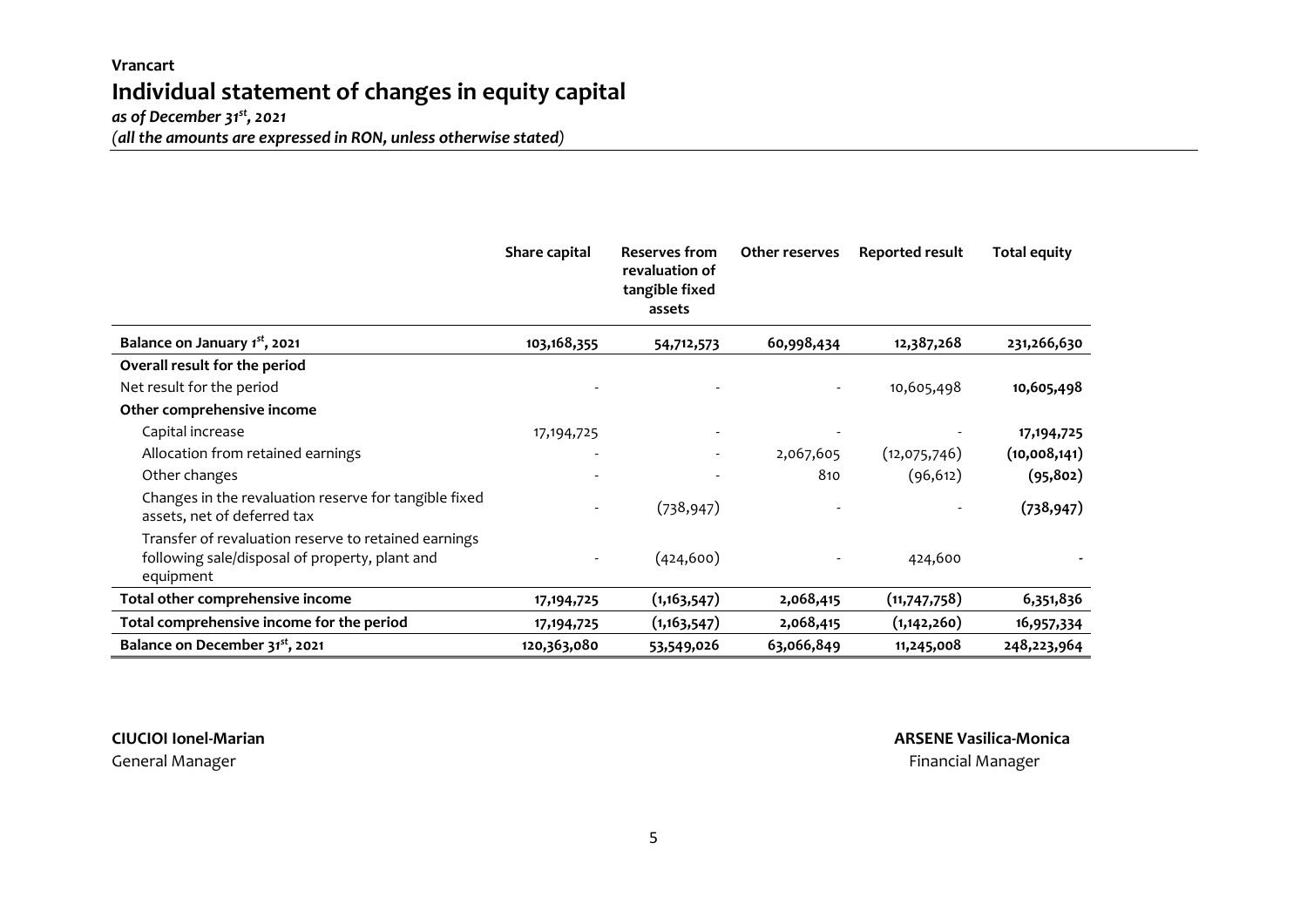**Vrancart**

# Individual statement of changes in equity capital

*as of December 31st, 2021*

*(all the amounts are expressed in RON, unless otherwise stated)*

| | Share capital | Reserves from revaluation of tangible fixed assets | Other reserves | Reported result | Total equity |
|---|---|---|---|---|---|
| **Balance on January 1st, 2021** | **103,168,355** | **54,712,573** | **60,998,434** | **12,387,268** | **231,266,630** |
| **Overall result for the period** | | | | | |
| Net result for the period | - | - | - | 10,605,498 | **10,605,498** |
| **Other comprehensive income** | | | | | |
| Capital increase | 17,194,725 | - | - | - | **17,194,725** |
| Allocation from retained earnings | - | - | 2,067,605 | (12,075,746) | **(10,008,141)** |
| Other changes | - | - | 810 | (96,612) | **(95,802)** |
| Changes in the revaluation reserve for tangible fixed assets, net of deferred tax | - | (738,947) | - | - | **(738,947)** |
| Transfer of revaluation reserve to retained earnings following sale/disposal of property, plant and equipment | - | (424,600) | - | 424,600 | - |
| **Total other comprehensive income** | **17,194,725** | **(1,163,547)** | **2,068,415** | **(11,747,758)** | **6,351,836** |
| **Total comprehensive income for the period** | **17,194,725** | **(1,163,547)** | **2,068,415** | **(1,142,260)** | **16,957,334** |
| **Balance on December 31st, 2021** | **120,363,080** | **53,549,026** | **63,066,849** | **11,245,008** | **248,223,964** |

**CIUCIOI Ionel-Marian**
General Manager

**ARSENE Vasilica-Monica**
Financial Manager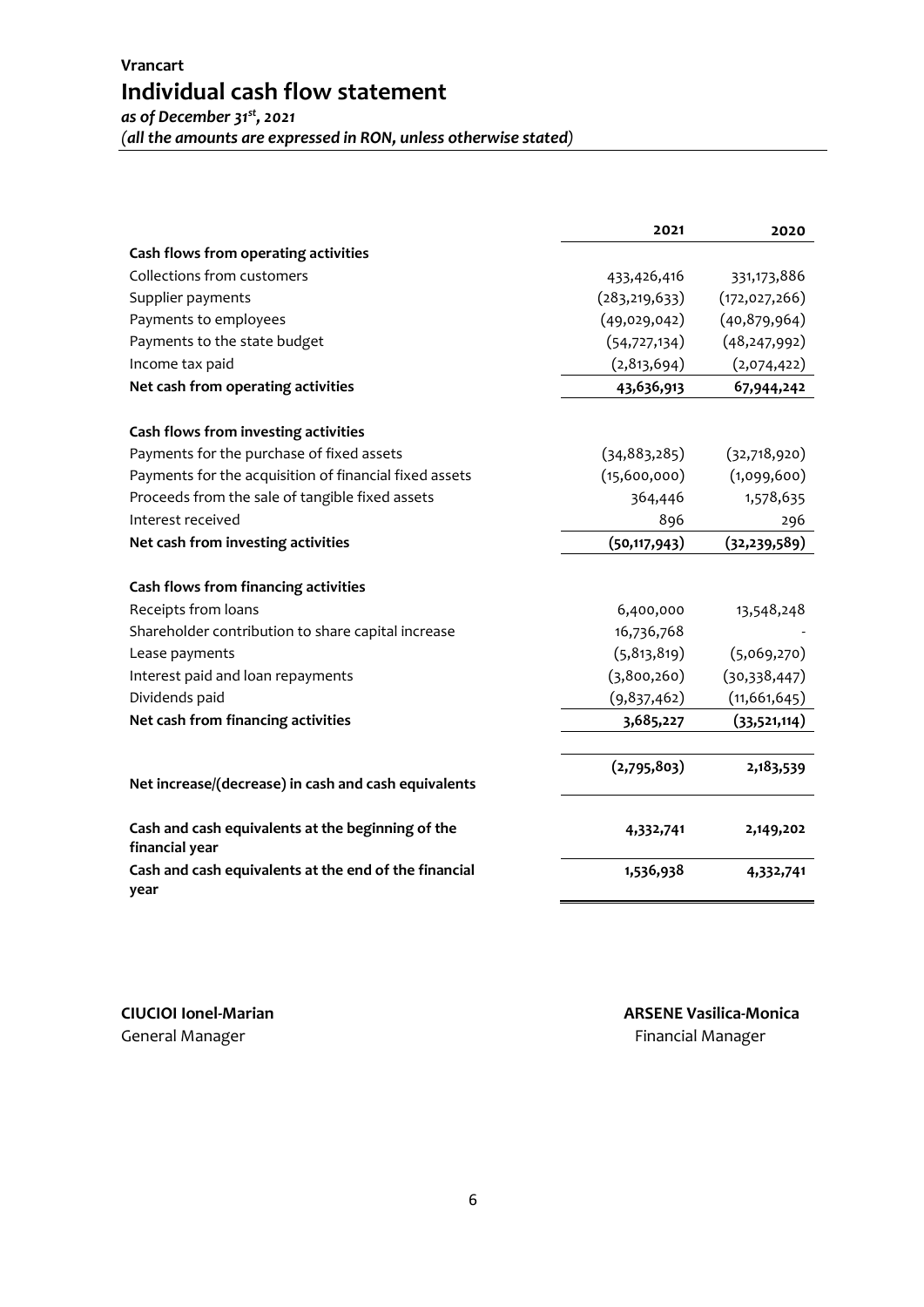**Vrancart**

# Individual cash flow statement

*as of December 31st, 2021*

*(all the amounts are expressed in RON, unless otherwise stated)*

| | 2021 | 2020 |
|---|---|---|
| **Cash flows from operating activities** | | |
| Collections from customers | 433,426,416 | 331,173,886 |
| Supplier payments | (283,219,633) | (172,027,266) |
| Payments to employees | (49,029,042) | (40,879,964) |
| Payments to the state budget | (54,727,134) | (48,247,992) |
| Income tax paid | (2,813,694) | (2,074,422) |
| **Net cash from operating activities** | **43,636,913** | **67,944,242** |
| **Cash flows from investing activities** | | |
| Payments for the purchase of fixed assets | (34,883,285) | (32,718,920) |
| Payments for the acquisition of financial fixed assets | (15,600,000) | (1,099,600) |
| Proceeds from the sale of tangible fixed assets | 364,446 | 1,578,635 |
| Interest received | 896 | 296 |
| **Net cash from investing activities** | **(50,117,943)** | **(32,239,589)** |
| **Cash flows from financing activities** | | |
| Receipts from loans | 6,400,000 | 13,548,248 |
| Shareholder contribution to share capital increase | 16,736,768 | - |
| Lease payments | (5,813,819) | (5,069,270) |
| Interest paid and loan repayments | (3,800,260) | (30,338,447) |
| Dividends paid | (9,837,462) | (11,661,645) |
| **Net cash from financing activities** | **3,685,227** | **(33,521,114)** |
| **Net increase/(decrease) in cash and cash equivalents** | **(2,795,803)** | **2,183,539** |
| **Cash and cash equivalents at the beginning of the financial year** | **4,332,741** | **2,149,202** |
| **Cash and cash equivalents at the end of the financial year** | **1,536,938** | **4,332,741** |

**CIUCIOI Ionel-Marian**
General Manager

**ARSENE Vasilica-Monica**
Financial Manager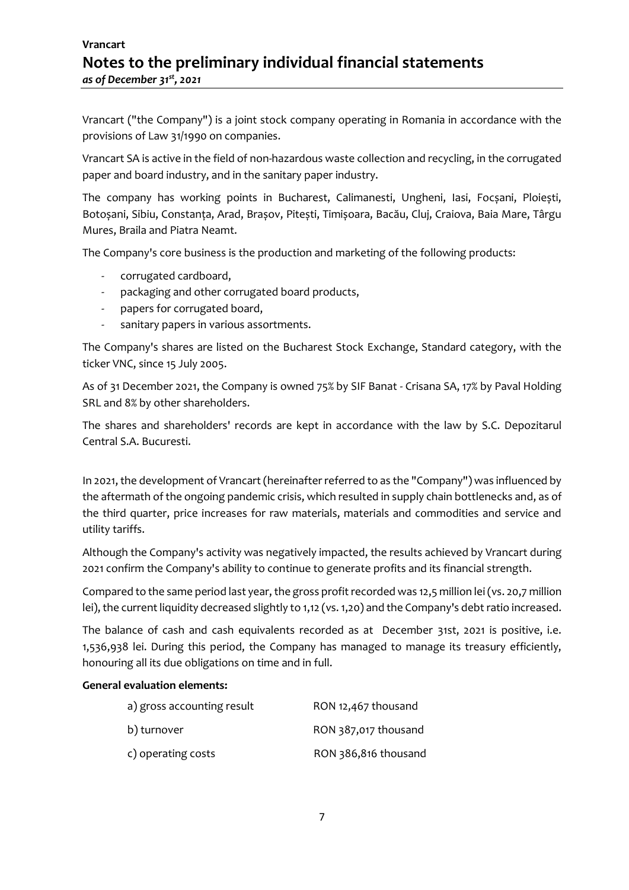Vrancart ("the Company") is a joint stock company operating in Romania in accordance with the provisions of Law 31/1990 on companies.

Vrancart SA is active in the field of non-hazardous waste collection and recycling, in the corrugated paper and board industry, and in the sanitary paper industry.

The company has working points in Bucharest, Calimanesti, Ungheni, Iasi, Focșani, Ploiești, Botoșani, Sibiu, Constanța, Arad, Brașov, Pitești, Timișoara, Bacău, Cluj, Craiova, Baia Mare, Târgu Mures, Braila and Piatra Neamt.

The Company's core business is the production and marketing of the following products:

- corrugated cardboard,
- packaging and other corrugated board products,
- papers for corrugated board,
- sanitary papers in various assortments.

The Company's shares are listed on the Bucharest Stock Exchange, Standard category, with the ticker VNC, since 15 July 2005.

As of 31 December 2021, the Company is owned 75% by SIF Banat - Crisana SA, 17% by Paval Holding SRL and 8% by other shareholders.

The shares and shareholders' records are kept in accordance with the law by S.C. Depozitarul Central S.A. Bucuresti.

In 2021, the development of Vrancart (hereinafter referred to as the "Company") was influenced by the aftermath of the ongoing pandemic crisis, which resulted in supply chain bottlenecks and, as of the third quarter, price increases for raw materials, materials and commodities and service and utility tariffs.

Although the Company's activity was negatively impacted, the results achieved by Vrancart during 2021 confirm the Company's ability to continue to generate profits and its financial strength.

Compared to the same period last year, the gross profit recorded was 12,5 million lei (vs. 20,7 million lei), the current liquidity decreased slightly to 1,12 (vs. 1,20) and the Company's debt ratio increased.

The balance of cash and cash equivalents recorded as at December 31st, 2021 is positive, i.e. 1,536,938 lei. During this period, the Company has managed to manage its treasury efficiently, honouring all its due obligations on time and in full.

**General evaluation elements:**

| | |
|---|---|
| a) gross accounting result | RON 12,467 thousand |
| b) turnover | RON 387,017 thousand |
| c) operating costs | RON 386,816 thousand |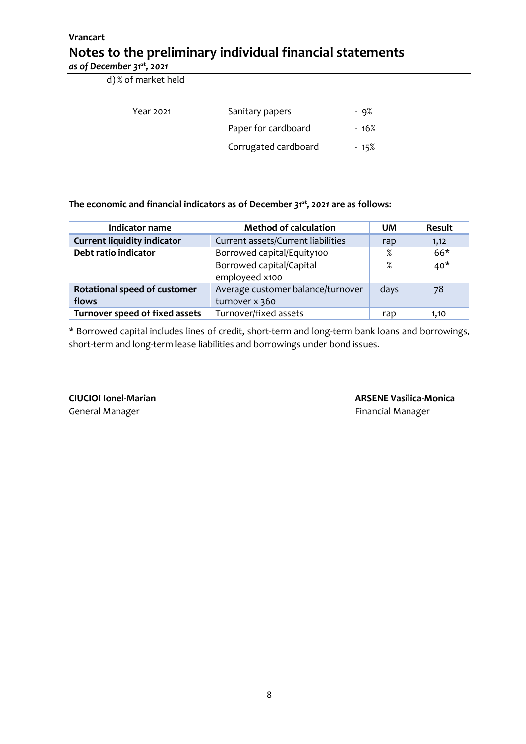d) % of market held

| | | |
|---|---|---|
| Year 2021 | Sanitary papers | - 9% |
| | Paper for cardboard | - 16% |
| | Corrugated cardboard | - 15% |

**The economic and financial indicators as of December 31st, 2021 are as follows:**

| Indicator name | Method of calculation | UM | Result |
|---|---|---|---|
| **Current liquidity indicator** | Current assets/Current liabilities | rap | 1,12 |
| **Debt ratio indicator** | Borrowed capital/Equity100 | % | 66* |
| | Borrowed capital/Capital employeed x100 | % | 40* |
| **Rotational speed of customer flows** | Average customer balance/turnover turnover x 360 | days | 78 |
| **Turnover speed of fixed assets** | Turnover/fixed assets | rap | 1,10 |

* Borrowed capital includes lines of credit, short-term and long-term bank loans and borrowings, short-term and long-term lease liabilities and borrowings under bond issues.

**CIUCIOI Ionel-Marian**
General Manager

**ARSENE Vasilica-Monica**
Financial Manager